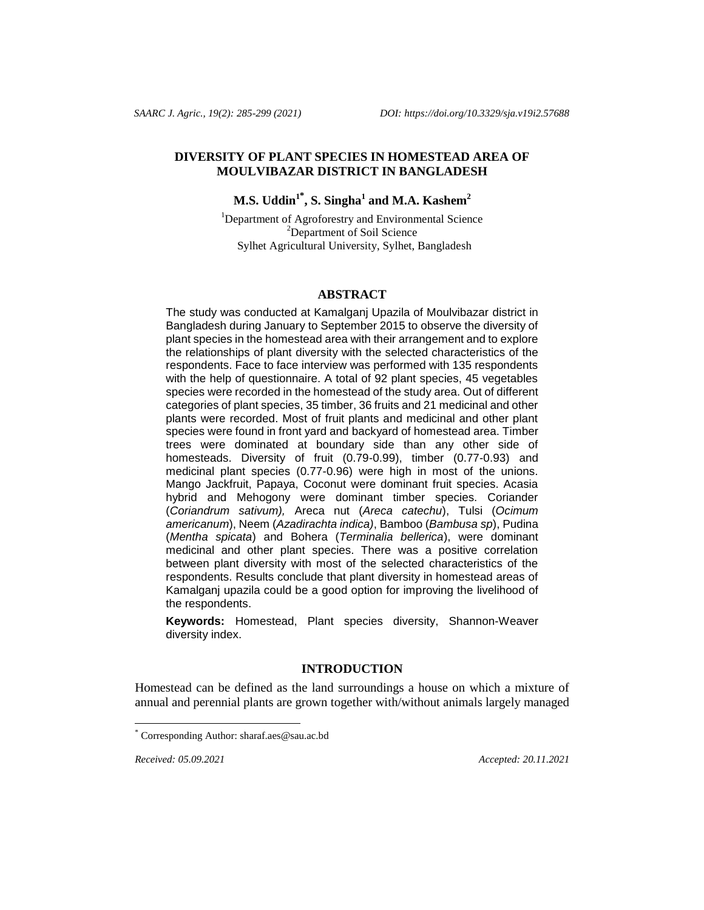# DIVERSITY OF PLANT SPECIES IN HOMESTEAD AREA OF MOULVIBAZAR DISTRICT IN BANGLADESH

**M.S. Uddin[1*], S. Singha[1] and M.A. Kashem[2]**

[1]Department of Agroforestry and Environmental Science
[2]Department of Soil Science
Sylhet Agricultural University, Sylhet, Bangladesh

## ABSTRACT

The study was conducted at Kamalganj Upazila of Moulvibazar district in Bangladesh during January to September 2015 to observe the diversity of plant species in the homestead area with their arrangement and to explore the relationships of plant diversity with the selected characteristics of the respondents. Face to face interview was performed with 135 respondents with the help of questionnaire. A total of 92 plant species, 45 vegetables species were recorded in the homestead of the study area. Out of different categories of plant species, 35 timber, 36 fruits and 21 medicinal and other plants were recorded. Most of fruit plants and medicinal and other plant species were found in front yard and backyard of homestead area. Timber trees were dominated at boundary side than any other side of homesteads. Diversity of fruit (0.79-0.99), timber (0.77-0.93) and medicinal plant species (0.77-0.96) were high in most of the unions. Mango Jackfruit, Papaya, Coconut were dominant fruit species. Acasia hybrid and Mehogony were dominant timber species. Coriander (*Coriandrum sativum),* Areca nut (*Areca catechu*), Tulsi (*Ocimum americanum*), Neem (*Azadirachta indica)*, Bamboo (*Bambusa sp*), Pudina (*Mentha spicata*) and Bohera (*Terminalia bellerica*), were dominant medicinal and other plant species. There was a positive correlation between plant diversity with most of the selected characteristics of the respondents. Results conclude that plant diversity in homestead areas of Kamalganj upazila could be a good option for improving the livelihood of the respondents.

**Keywords:** Homestead, Plant species diversity, Shannon-Weaver diversity index.

## INTRODUCTION

Homestead can be defined as the land surroundings a house on which a mixture of annual and perennial plants are grown together with/without animals largely managed

---

[*] Corresponding Author: sharaf.aes@sau.ac.bd

*Received: 05.09.2021* *Accepted: 20.11.2021*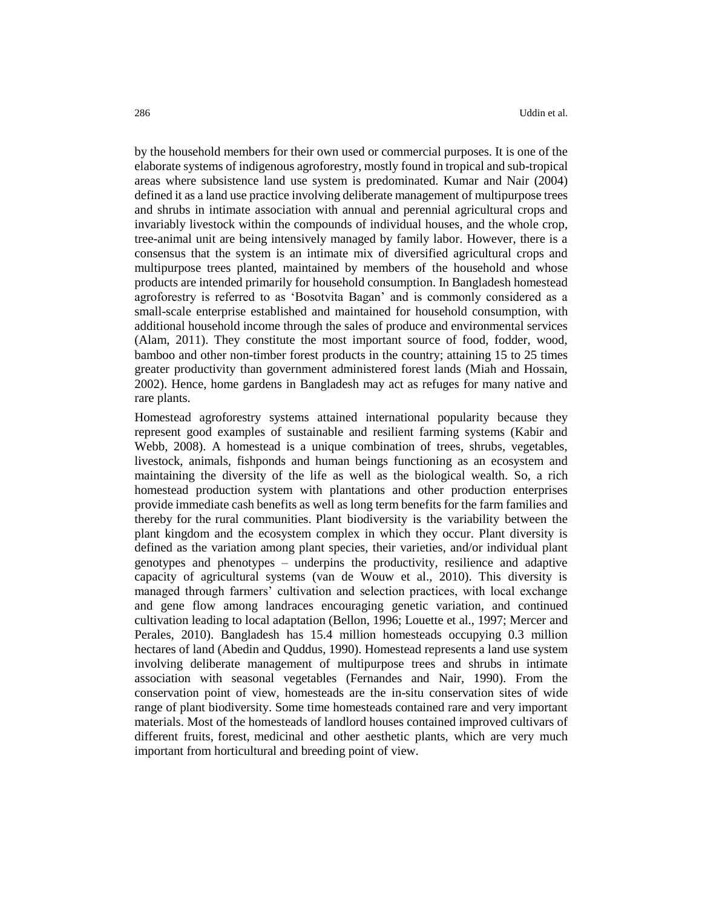by the household members for their own used or commercial purposes. It is one of the elaborate systems of indigenous agroforestry, mostly found in tropical and sub-tropical areas where subsistence land use system is predominated. Kumar and Nair (2004) defined it as a land use practice involving deliberate management of multipurpose trees and shrubs in intimate association with annual and perennial agricultural crops and invariably livestock within the compounds of individual houses, and the whole crop, tree-animal unit are being intensively managed by family labor. However, there is a consensus that the system is an intimate mix of diversified agricultural crops and multipurpose trees planted, maintained by members of the household and whose products are intended primarily for household consumption. In Bangladesh homestead agroforestry is referred to as 'Bosotvita Bagan' and is commonly considered as a small-scale enterprise established and maintained for household consumption, with additional household income through the sales of produce and environmental services (Alam, 2011). They constitute the most important source of food, fodder, wood, bamboo and other non-timber forest products in the country; attaining 15 to 25 times greater productivity than government administered forest lands (Miah and Hossain, 2002). Hence, home gardens in Bangladesh may act as refuges for many native and rare plants.

Homestead agroforestry systems attained international popularity because they represent good examples of sustainable and resilient farming systems (Kabir and Webb, 2008). A homestead is a unique combination of trees, shrubs, vegetables, livestock, animals, fishponds and human beings functioning as an ecosystem and maintaining the diversity of the life as well as the biological wealth. So, a rich homestead production system with plantations and other production enterprises provide immediate cash benefits as well as long term benefits for the farm families and thereby for the rural communities. Plant biodiversity is the variability between the plant kingdom and the ecosystem complex in which they occur. Plant diversity is defined as the variation among plant species, their varieties, and/or individual plant genotypes and phenotypes – underpins the productivity, resilience and adaptive capacity of agricultural systems (van de Wouw et al., 2010). This diversity is managed through farmers' cultivation and selection practices, with local exchange and gene flow among landraces encouraging genetic variation, and continued cultivation leading to local adaptation (Bellon, 1996; Louette et al., 1997; Mercer and Perales, 2010). Bangladesh has 15.4 million homesteads occupying 0.3 million hectares of land (Abedin and Quddus, 1990). Homestead represents a land use system involving deliberate management of multipurpose trees and shrubs in intimate association with seasonal vegetables (Fernandes and Nair, 1990). From the conservation point of view, homesteads are the in-situ conservation sites of wide range of plant biodiversity. Some time homesteads contained rare and very important materials. Most of the homesteads of landlord houses contained improved cultivars of different fruits, forest, medicinal and other aesthetic plants, which are very much important from horticultural and breeding point of view.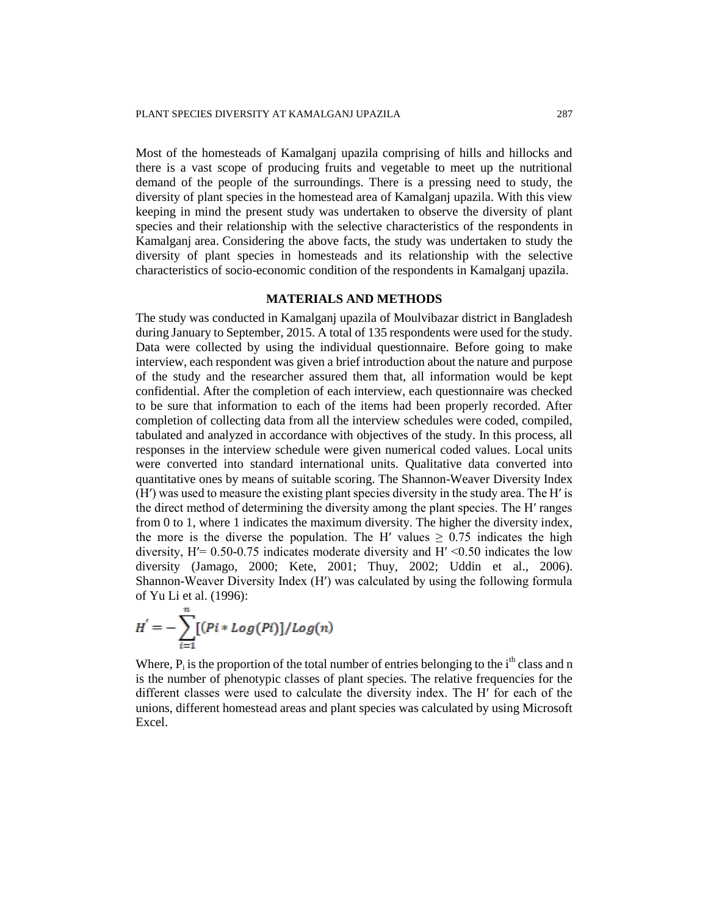Most of the homesteads of Kamalganj upazila comprising of hills and hillocks and there is a vast scope of producing fruits and vegetable to meet up the nutritional demand of the people of the surroundings. There is a pressing need to study, the diversity of plant species in the homestead area of Kamalganj upazila. With this view keeping in mind the present study was undertaken to observe the diversity of plant species and their relationship with the selective characteristics of the respondents in Kamalganj area. Considering the above facts, the study was undertaken to study the diversity of plant species in homesteads and its relationship with the selective characteristics of socio-economic condition of the respondents in Kamalganj upazila.

## MATERIALS AND METHODS

The study was conducted in Kamalganj upazila of Moulvibazar district in Bangladesh during January to September, 2015. A total of 135 respondents were used for the study. Data were collected by using the individual questionnaire. Before going to make interview, each respondent was given a brief introduction about the nature and purpose of the study and the researcher assured them that, all information would be kept confidential. After the completion of each interview, each questionnaire was checked to be sure that information to each of the items had been properly recorded. After completion of collecting data from all the interview schedules were coded, compiled, tabulated and analyzed in accordance with objectives of the study. In this process, all responses in the interview schedule were given numerical coded values. Local units were converted into standard international units. Qualitative data converted into quantitative ones by means of suitable scoring. The Shannon-Weaver Diversity Index ($H'$) was used to measure the existing plant species diversity in the study area. The $H'$ is the direct method of determining the diversity among the plant species. The $H'$ ranges from 0 to 1, where 1 indicates the maximum diversity. The higher the diversity index, the more is the diverse the population. The $H'$ values $\geq 0.75$ indicates the high diversity, $H' = 0.50\text{-}0.75$ indicates moderate diversity and $H' < 0.50$ indicates the low diversity (Jamago, 2000; Kete, 2001; Thuy, 2002; Uddin et al., 2006). Shannon-Weaver Diversity Index ($H'$) was calculated by using the following formula of Yu Li et al. (1996):

$$H' = -\sum_{i=1}^{n}[(Pi * Log(Pi))]/Log(n)$$

Where, $P_i$ is the proportion of the total number of entries belonging to the $i^{th}$ class and n is the number of phenotypic classes of plant species. The relative frequencies for the different classes were used to calculate the diversity index. The $H'$ for each of the unions, different homestead areas and plant species was calculated by using Microsoft Excel.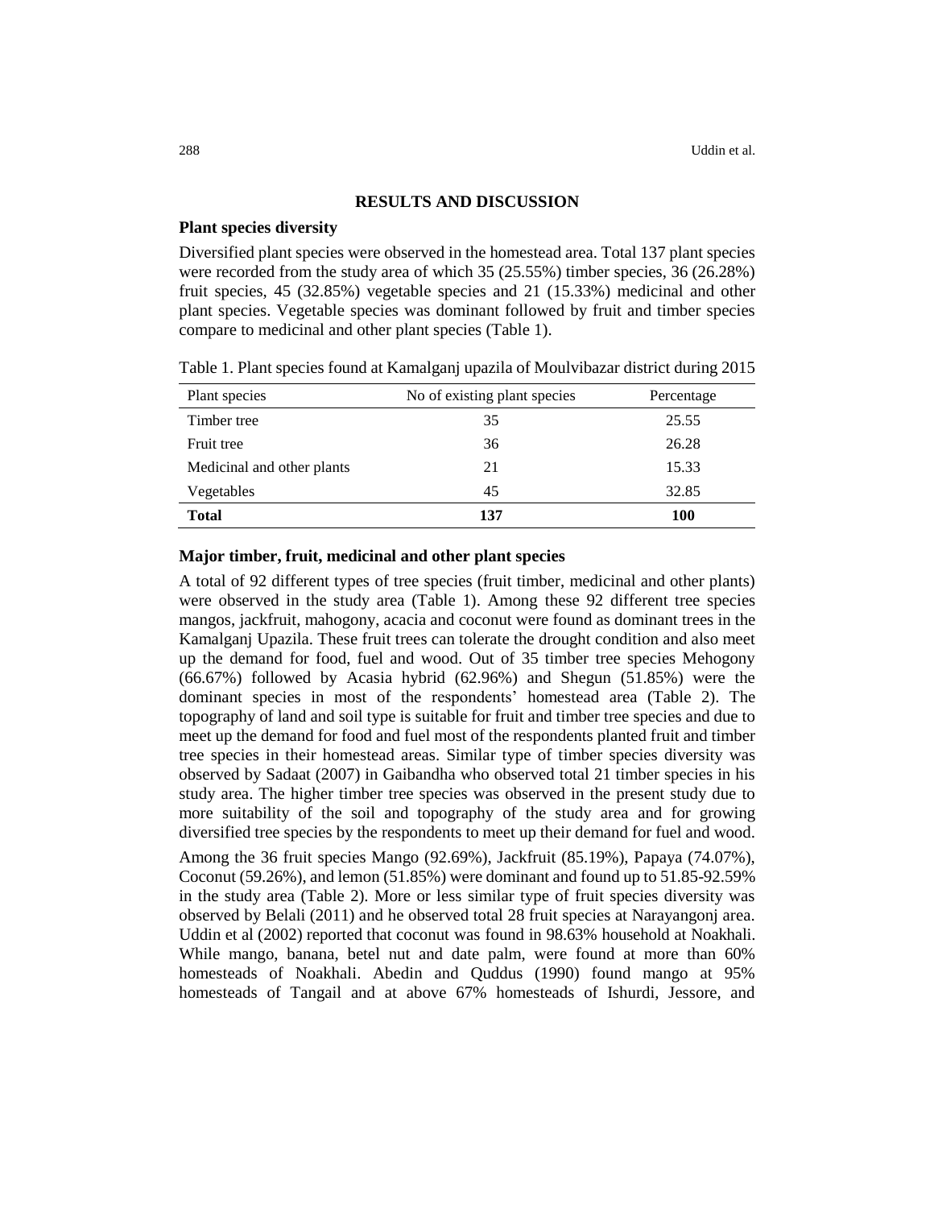## RESULTS AND DISCUSSION

### Plant species diversity

Diversified plant species were observed in the homestead area. Total 137 plant species were recorded from the study area of which 35 (25.55%) timber species, 36 (26.28%) fruit species, 45 (32.85%) vegetable species and 21 (15.33%) medicinal and other plant species. Vegetable species was dominant followed by fruit and timber species compare to medicinal and other plant species (Table 1).

Table 1. Plant species found at Kamalganj upazila of Moulvibazar district during 2015

| Plant species | No of existing plant species | Percentage |
|---|---|---|
| Timber tree | 35 | 25.55 |
| Fruit tree | 36 | 26.28 |
| Medicinal and other plants | 21 | 15.33 |
| Vegetables | 45 | 32.85 |
| **Total** | **137** | **100** |

### Major timber, fruit, medicinal and other plant species

A total of 92 different types of tree species (fruit timber, medicinal and other plants) were observed in the study area (Table 1). Among these 92 different tree species mangos, jackfruit, mahogony, acacia and coconut were found as dominant trees in the Kamalganj Upazila. These fruit trees can tolerate the drought condition and also meet up the demand for food, fuel and wood. Out of 35 timber tree species Mehogony (66.67%) followed by Acasia hybrid (62.96%) and Shegun (51.85%) were the dominant species in most of the respondents' homestead area (Table 2). The topography of land and soil type is suitable for fruit and timber tree species and due to meet up the demand for food and fuel most of the respondents planted fruit and timber tree species in their homestead areas. Similar type of timber species diversity was observed by Sadaat (2007) in Gaibandha who observed total 21 timber species in his study area. The higher timber tree species was observed in the present study due to more suitability of the soil and topography of the study area and for growing diversified tree species by the respondents to meet up their demand for fuel and wood.

Among the 36 fruit species Mango (92.69%), Jackfruit (85.19%), Papaya (74.07%), Coconut (59.26%), and lemon (51.85%) were dominant and found up to 51.85-92.59% in the study area (Table 2). More or less similar type of fruit species diversity was observed by Belali (2011) and he observed total 28 fruit species at Narayangonj area. Uddin et al (2002) reported that coconut was found in 98.63% household at Noakhali. While mango, banana, betel nut and date palm, were found at more than 60% homesteads of Noakhali. Abedin and Quddus (1990) found mango at 95% homesteads of Tangail and at above 67% homesteads of Ishurdi, Jessore, and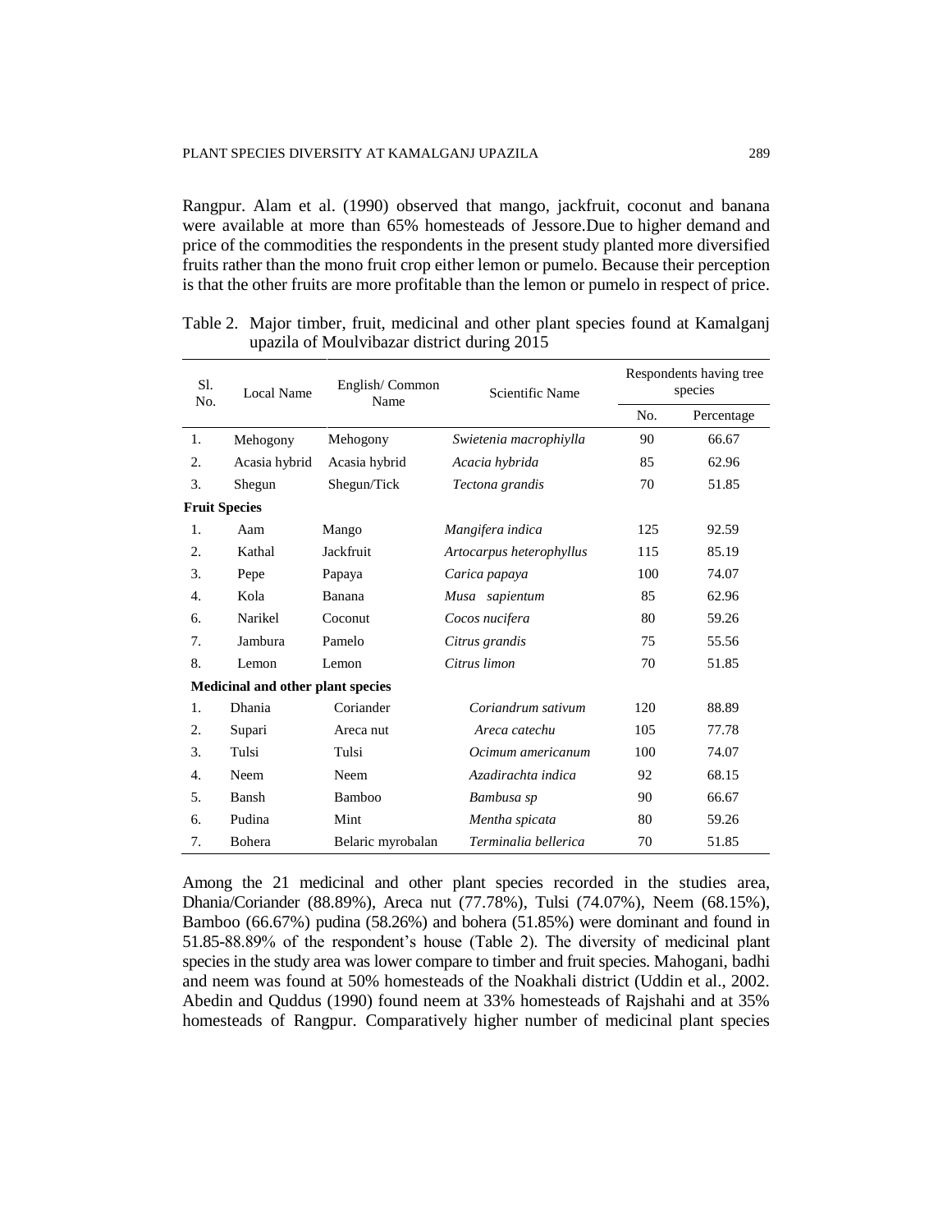Rangpur. Alam et al. (1990) observed that mango, jackfruit, coconut and banana were available at more than 65% homesteads of Jessore.Due to higher demand and price of the commodities the respondents in the present study planted more diversified fruits rather than the mono fruit crop either lemon or pumelo. Because their perception is that the other fruits are more profitable than the lemon or pumelo in respect of price.

Table 2. Major timber, fruit, medicinal and other plant species found at Kamalganj upazila of Moulvibazar district during 2015

| Sl. No. | Local Name | English/ Common Name | Scientific Name | Respondents having tree species | |
|---|---|---|---|---|---|
| | | | | No. | Percentage |
| 1. | Mehogony | Mehogony | *Swietenia macrophiylla* | 90 | 66.67 |
| 2. | Acasia hybrid | Acasia hybrid | *Acacia hybrida* | 85 | 62.96 |
| 3. | Shegun | Shegun/Tick | *Tectona grandis* | 70 | 51.85 |
| **Fruit Species** | | | | | |
| 1. | Aam | Mango | *Mangifera indica* | 125 | 92.59 |
| 2. | Kathal | Jackfruit | *Artocarpus heterophyllus* | 115 | 85.19 |
| 3. | Pepe | Papaya | *Carica papaya* | 100 | 74.07 |
| 4. | Kola | Banana | *Musa sapientum* | 85 | 62.96 |
| 6. | Narikel | Coconut | *Cocos nucifera* | 80 | 59.26 |
| 7. | Jambura | Pamelo | *Citrus grandis* | 75 | 55.56 |
| 8. | Lemon | Lemon | *Citrus limon* | 70 | 51.85 |
| **Medicinal and other plant species** | | | | | |
| 1. | Dhania | Coriander | *Coriandrum sativum* | 120 | 88.89 |
| 2. | Supari | Areca nut | *Areca catechu* | 105 | 77.78 |
| 3. | Tulsi | Tulsi | *Ocimum americanum* | 100 | 74.07 |
| 4. | Neem | Neem | *Azadirachta indica* | 92 | 68.15 |
| 5. | Bansh | Bamboo | *Bambusa sp* | 90 | 66.67 |
| 6. | Pudina | Mint | *Mentha spicata* | 80 | 59.26 |
| 7. | Bohera | Belaric myrobalan | *Terminalia bellerica* | 70 | 51.85 |

Among the 21 medicinal and other plant species recorded in the studies area, Dhania/Coriander (88.89%), Areca nut (77.78%), Tulsi (74.07%), Neem (68.15%), Bamboo (66.67%) pudina (58.26%) and bohera (51.85%) were dominant and found in 51.85-88.89% of the respondent's house (Table 2). The diversity of medicinal plant species in the study area was lower compare to timber and fruit species. Mahogani, badhi and neem was found at 50% homesteads of the Noakhali district (Uddin et al., 2002. Abedin and Quddus (1990) found neem at 33% homesteads of Rajshahi and at 35% homesteads of Rangpur. Comparatively higher number of medicinal plant species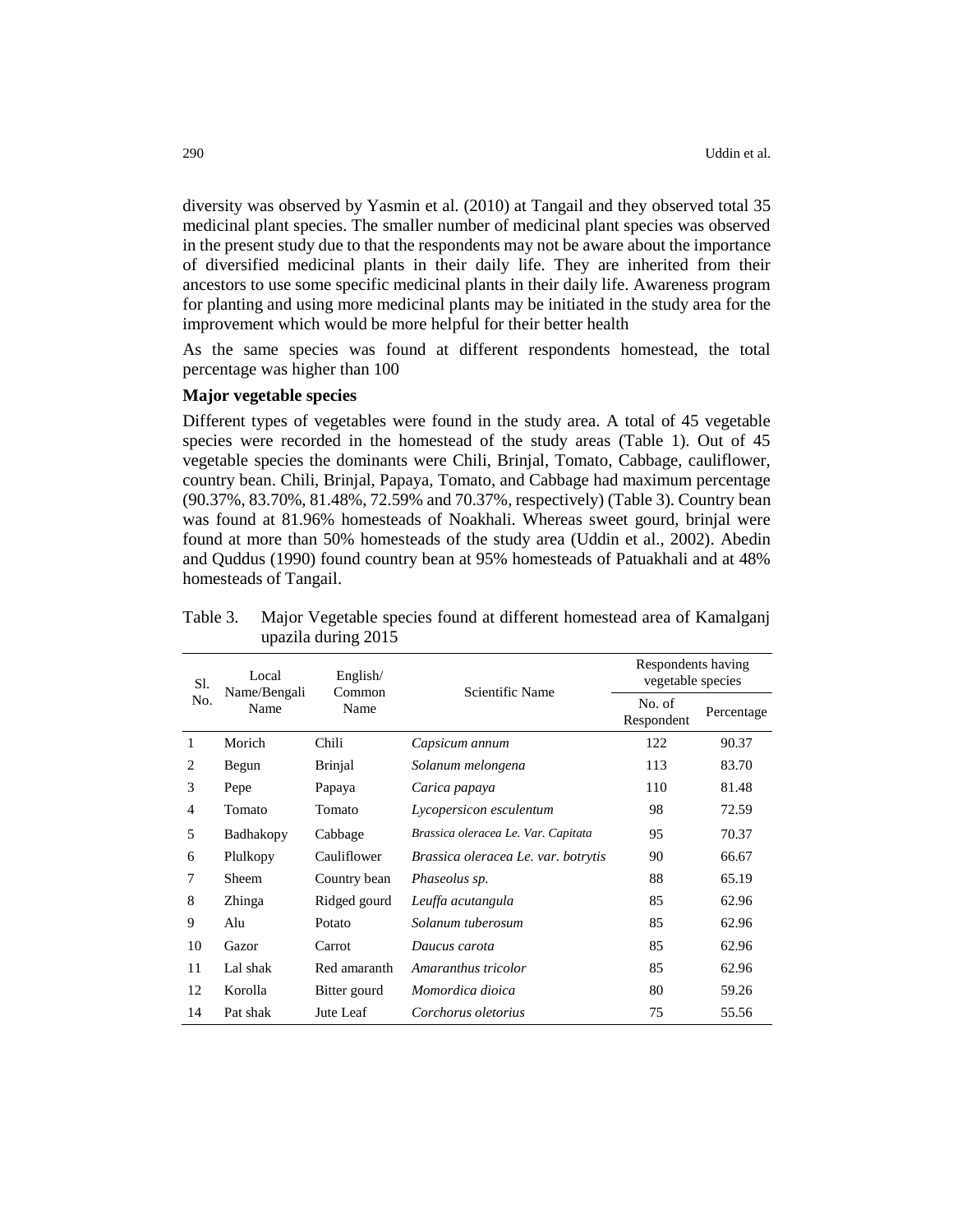diversity was observed by Yasmin et al. (2010) at Tangail and they observed total 35 medicinal plant species. The smaller number of medicinal plant species was observed in the present study due to that the respondents may not be aware about the importance of diversified medicinal plants in their daily life. They are inherited from their ancestors to use some specific medicinal plants in their daily life. Awareness program for planting and using more medicinal plants may be initiated in the study area for the improvement which would be more helpful for their better health

As the same species was found at different respondents homestead, the total percentage was higher than 100

**Major vegetable species**

Different types of vegetables were found in the study area. A total of 45 vegetable species were recorded in the homestead of the study areas (Table 1). Out of 45 vegetable species the dominants were Chili, Brinjal, Tomato, Cabbage, cauliflower, country bean. Chili, Brinjal, Papaya, Tomato, and Cabbage had maximum percentage (90.37%, 83.70%, 81.48%, 72.59% and 70.37%, respectively) (Table 3). Country bean was found at 81.96% homesteads of Noakhali. Whereas sweet gourd, brinjal were found at more than 50% homesteads of the study area (Uddin et al., 2002). Abedin and Quddus (1990) found country bean at 95% homesteads of Patuakhali and at 48% homesteads of Tangail.

Table 3. Major Vegetable species found at different homestead area of Kamalganj upazila during 2015

| Sl. No. | Local Name/Bengali Name | English/ Common Name | Scientific Name | Respondents having vegetable species | |
|---|---|---|---|---|---|
| | | | | No. of Respondent | Percentage |
| 1 | Morich | Chili | *Capsicum annum* | 122 | 90.37 |
| 2 | Begun | Brinjal | *Solanum melongena* | 113 | 83.70 |
| 3 | Pepe | Papaya | *Carica papaya* | 110 | 81.48 |
| 4 | Tomato | Tomato | *Lycopersicon esculentum* | 98 | 72.59 |
| 5 | Badhakopy | Cabbage | *Brassica oleracea Le. Var. Capitata* | 95 | 70.37 |
| 6 | Plulkopy | Cauliflower | *Brassica oleracea Le. var. botrytis* | 90 | 66.67 |
| 7 | Sheem | Country bean | *Phaseolus sp.* | 88 | 65.19 |
| 8 | Zhinga | Ridged gourd | *Leuffa acutangula* | 85 | 62.96 |
| 9 | Alu | Potato | *Solanum tuberosum* | 85 | 62.96 |
| 10 | Gazor | Carrot | *Daucus carota* | 85 | 62.96 |
| 11 | Lal shak | Red amaranth | *Amaranthus tricolor* | 85 | 62.96 |
| 12 | Korolla | Bitter gourd | *Momordica dioica* | 80 | 59.26 |
| 14 | Pat shak | Jute Leaf | *Corchorus oletorius* | 75 | 55.56 |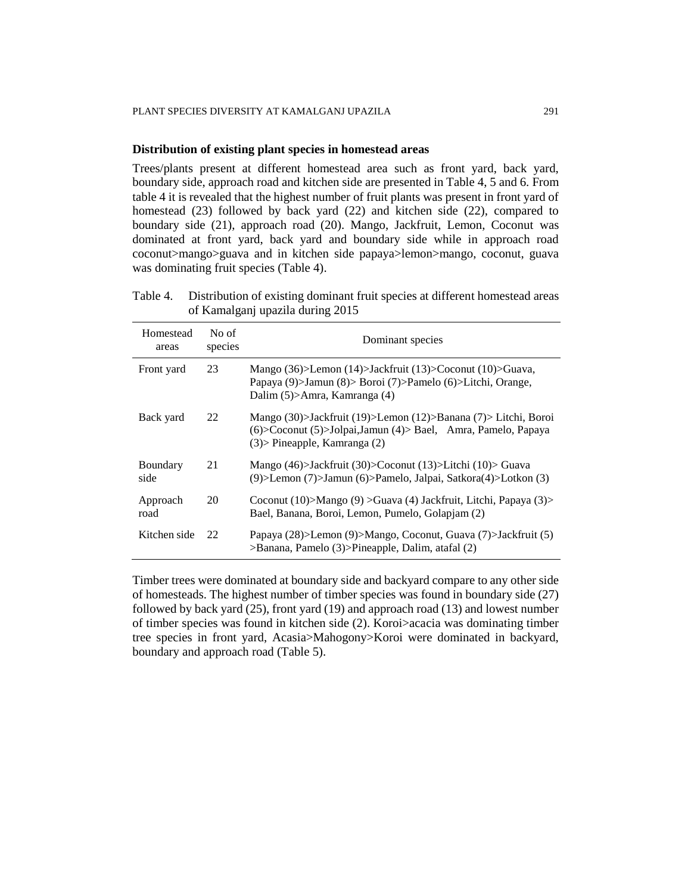### Distribution of existing plant species in homestead areas

Trees/plants present at different homestead area such as front yard, back yard, boundary side, approach road and kitchen side are presented in Table 4, 5 and 6. From table 4 it is revealed that the highest number of fruit plants was present in front yard of homestead (23) followed by back yard (22) and kitchen side (22), compared to boundary side (21), approach road (20). Mango, Jackfruit, Lemon, Coconut was dominated at front yard, back yard and boundary side while in approach road coconut>mango>guava and in kitchen side papaya>lemon>mango, coconut, guava was dominating fruit species (Table 4).

Table 4. Distribution of existing dominant fruit species at different homestead areas of Kamalganj upazila during 2015

| Homestead areas | No of species | Dominant species |
|---|---|---|
| Front yard | 23 | Mango (36)>Lemon (14)>Jackfruit (13)>Coconut (10)>Guava, Papaya (9)>Jamun (8)> Boroi (7)>Pamelo (6)>Litchi, Orange, Dalim (5)>Amra, Kamranga (4) |
| Back yard | 22 | Mango (30)>Jackfruit (19)>Lemon (12)>Banana (7)> Litchi, Boroi (6)>Coconut (5)>Jolpai,Jamun (4)> Bael, Amra, Pamelo, Papaya (3)> Pineapple, Kamranga (2) |
| Boundary side | 21 | Mango (46)>Jackfruit (30)>Coconut (13)>Litchi (10)> Guava (9)>Lemon (7)>Jamun (6)>Pamelo, Jalpai, Satkora(4)>Lotkon (3) |
| Approach road | 20 | Coconut (10)>Mango (9) >Guava (4) Jackfruit, Litchi, Papaya (3)> Bael, Banana, Boroi, Lemon, Pumelo, Golapjam (2) |
| Kitchen side | 22 | Papaya (28)>Lemon (9)>Mango, Coconut, Guava (7)>Jackfruit (5) >Banana, Pamelo (3)>Pineapple, Dalim, atafal (2) |

Timber trees were dominated at boundary side and backyard compare to any other side of homesteads. The highest number of timber species was found in boundary side (27) followed by back yard (25), front yard (19) and approach road (13) and lowest number of timber species was found in kitchen side (2). Koroi>acacia was dominating timber tree species in front yard, Acasia>Mahogony>Koroi were dominated in backyard, boundary and approach road (Table 5).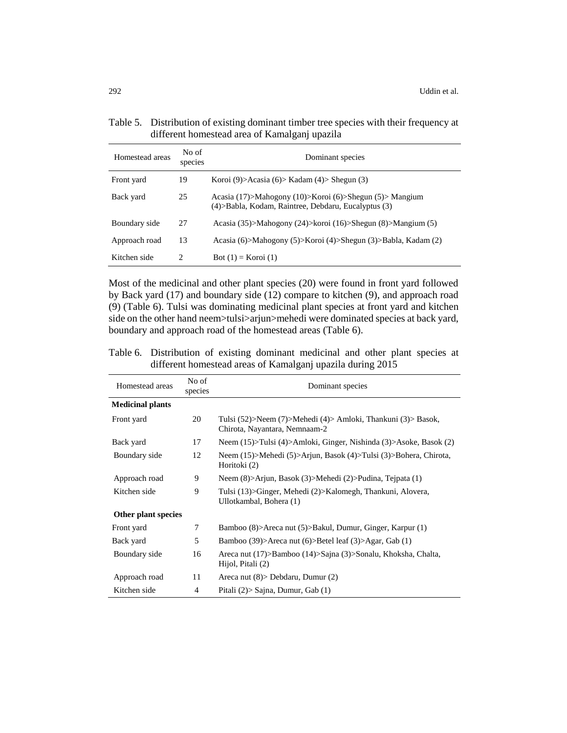Table 5. Distribution of existing dominant timber tree species with their frequency at different homestead area of Kamalganj upazila

| Homestead areas | No of species | Dominant species |
| --- | --- | --- |
| Front yard | 19 | Koroi (9)>Acasia (6)> Kadam (4)> Shegun (3) |
| Back yard | 25 | Acasia (17)>Mahogony (10)>Koroi (6)>Shegun (5)> Mangium (4)>Babla, Kodam, Raintree, Debdaru, Eucalyptus (3) |
| Boundary side | 27 | Acasia (35)>Mahogony (24)>koroi (16)>Shegun (8)>Mangium (5) |
| Approach road | 13 | Acasia (6)>Mahogony (5)>Koroi (4)>Shegun (3)>Babla, Kadam (2) |
| Kitchen side | 2 | Bot (1) = Koroi (1) |

Most of the medicinal and other plant species (20) were found in front yard followed by Back yard (17) and boundary side (12) compare to kitchen (9), and approach road (9) (Table 6). Tulsi was dominating medicinal plant species at front yard and kitchen side on the other hand neem>tulsi>arjun>mehedi were dominated species at back yard, boundary and approach road of the homestead areas (Table 6).

Table 6. Distribution of existing dominant medicinal and other plant species at different homestead areas of Kamalganj upazila during 2015

| Homestead areas | No of species | Dominant species |
| --- | --- | --- |
| **Medicinal plants** | | |
| Front yard | 20 | Tulsi (52)>Neem (7)>Mehedi (4)> Amloki, Thankuni (3)> Basok, Chirota, Nayantara, Nemnaam-2 |
| Back yard | 17 | Neem (15)>Tulsi (4)>Amloki, Ginger, Nishinda (3)>Asoke, Basok (2) |
| Boundary side | 12 | Neem (15)>Mehedi (5)>Arjun, Basok (4)>Tulsi (3)>Bohera, Chirota, Horitoki (2) |
| Approach road | 9 | Neem (8)>Arjun, Basok (3)>Mehedi (2)>Pudina, Tejpata (1) |
| Kitchen side | 9 | Tulsi (13)>Ginger, Mehedi (2)>Kalomegh, Thankuni, Alovera, Ullotkambal, Bohera (1) |
| **Other plant species** | | |
| Front yard | 7 | Bamboo (8)>Areca nut (5)>Bakul, Dumur, Ginger, Karpur (1) |
| Back yard | 5 | Bamboo (39)>Areca nut (6)>Betel leaf (3)>Agar, Gab (1) |
| Boundary side | 16 | Areca nut (17)>Bamboo (14)>Sajna (3)>Sonalu, Khoksha, Chalta, Hijol, Pitali (2) |
| Approach road | 11 | Areca nut (8)> Debdaru, Dumur (2) |
| Kitchen side | 4 | Pitali (2)> Sajna, Dumur, Gab (1) |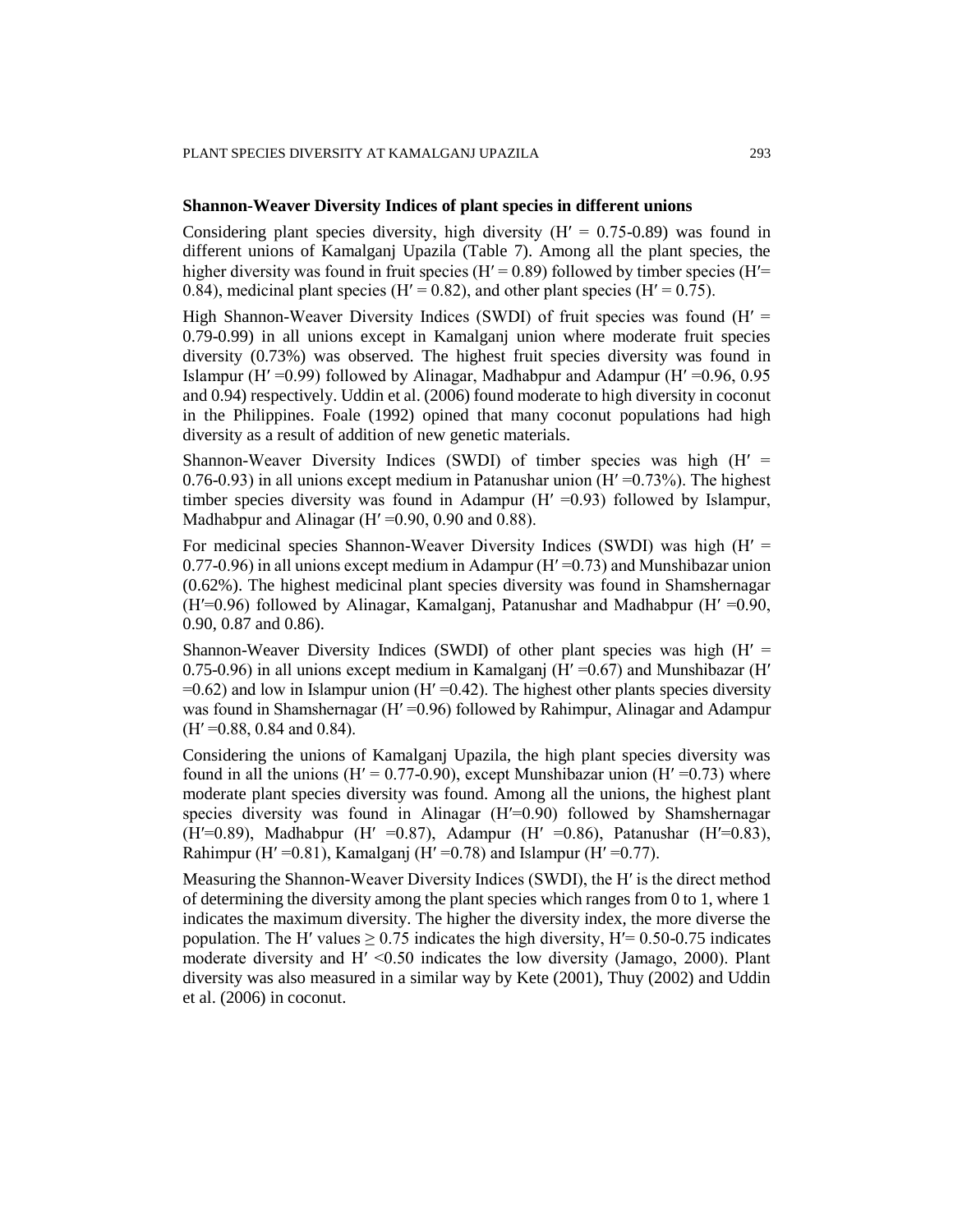### Shannon-Weaver Diversity Indices of plant species in different unions

Considering plant species diversity, high diversity (H′ = 0.75-0.89) was found in different unions of Kamalganj Upazila (Table 7). Among all the plant species, the higher diversity was found in fruit species (H′ = 0.89) followed by timber species (H′= 0.84), medicinal plant species (H′ = 0.82), and other plant species (H′ = 0.75).

High Shannon-Weaver Diversity Indices (SWDI) of fruit species was found (H′ = 0.79-0.99) in all unions except in Kamalganj union where moderate fruit species diversity (0.73%) was observed. The highest fruit species diversity was found in Islampur (H′ =0.99) followed by Alinagar, Madhabpur and Adampur (H′ =0.96, 0.95 and 0.94) respectively. Uddin et al. (2006) found moderate to high diversity in coconut in the Philippines. Foale (1992) opined that many coconut populations had high diversity as a result of addition of new genetic materials.

Shannon-Weaver Diversity Indices (SWDI) of timber species was high (H′ = 0.76-0.93) in all unions except medium in Patanushar union (H′ =0.73%). The highest timber species diversity was found in Adampur (H′ =0.93) followed by Islampur, Madhabpur and Alinagar (H′ =0.90, 0.90 and 0.88).

For medicinal species Shannon-Weaver Diversity Indices (SWDI) was high (H′ = 0.77-0.96) in all unions except medium in Adampur (H′ =0.73) and Munshibazar union (0.62%). The highest medicinal plant species diversity was found in Shamshernagar (H′=0.96) followed by Alinagar, Kamalganj, Patanushar and Madhabpur (H′ =0.90, 0.90, 0.87 and 0.86).

Shannon-Weaver Diversity Indices (SWDI) of other plant species was high (H′ = 0.75-0.96) in all unions except medium in Kamalganj (H′ =0.67) and Munshibazar (H′ =0.62) and low in Islampur union (H′ =0.42). The highest other plants species diversity was found in Shamshernagar (H′ =0.96) followed by Rahimpur, Alinagar and Adampur (H′ =0.88, 0.84 and 0.84).

Considering the unions of Kamalganj Upazila, the high plant species diversity was found in all the unions (H′ = 0.77-0.90), except Munshibazar union (H′ =0.73) where moderate plant species diversity was found. Among all the unions, the highest plant species diversity was found in Alinagar (H′=0.90) followed by Shamshernagar (H′=0.89), Madhabpur (H′ =0.87), Adampur (H′ =0.86), Patanushar (H′=0.83), Rahimpur (H′ =0.81), Kamalganj (H′ =0.78) and Islampur (H′ =0.77).

Measuring the Shannon-Weaver Diversity Indices (SWDI), the H′ is the direct method of determining the diversity among the plant species which ranges from 0 to 1, where 1 indicates the maximum diversity. The higher the diversity index, the more diverse the population. The H′ values $\geq$ 0.75 indicates the high diversity, H′= 0.50-0.75 indicates moderate diversity and H′ <0.50 indicates the low diversity (Jamago, 2000). Plant diversity was also measured in a similar way by Kete (2001), Thuy (2002) and Uddin et al. (2006) in coconut.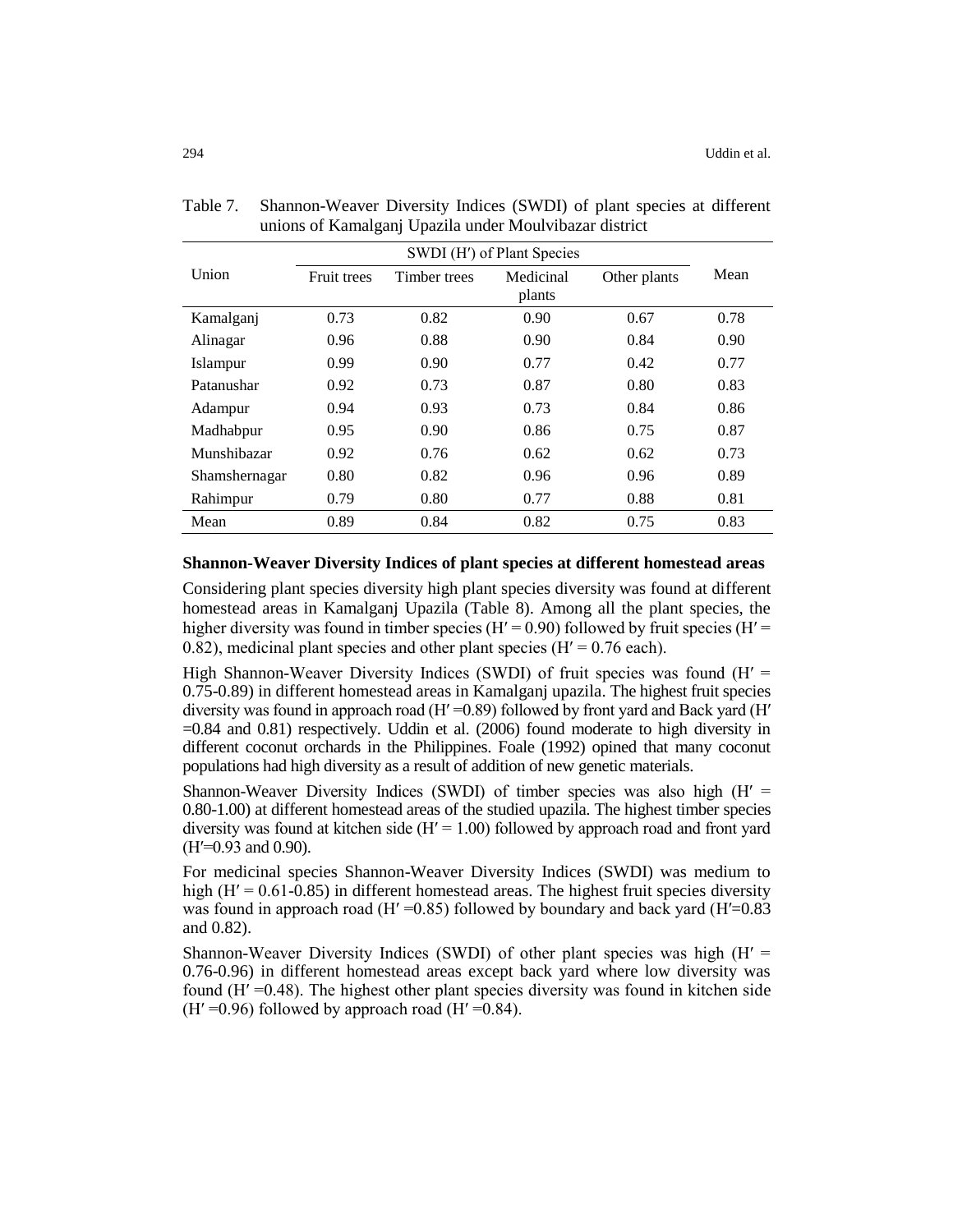Table 7. Shannon-Weaver Diversity Indices (SWDI) of plant species at different unions of Kamalganj Upazila under Moulvibazar district

| Union | SWDI (H′) of Plant Species | | | | Mean |
|---|---|---|---|---|---|
| | Fruit trees | Timber trees | Medicinal plants | Other plants | |
| Kamalganj | 0.73 | 0.82 | 0.90 | 0.67 | 0.78 |
| Alinagar | 0.96 | 0.88 | 0.90 | 0.84 | 0.90 |
| Islampur | 0.99 | 0.90 | 0.77 | 0.42 | 0.77 |
| Patanushar | 0.92 | 0.73 | 0.87 | 0.80 | 0.83 |
| Adampur | 0.94 | 0.93 | 0.73 | 0.84 | 0.86 |
| Madhabpur | 0.95 | 0.90 | 0.86 | 0.75 | 0.87 |
| Munshibazar | 0.92 | 0.76 | 0.62 | 0.62 | 0.73 |
| Shamshernagar | 0.80 | 0.82 | 0.96 | 0.96 | 0.89 |
| Rahimpur | 0.79 | 0.80 | 0.77 | 0.88 | 0.81 |
| Mean | 0.89 | 0.84 | 0.82 | 0.75 | 0.83 |

**Shannon-Weaver Diversity Indices of plant species at different homestead areas**

Considering plant species diversity high plant species diversity was found at different homestead areas in Kamalganj Upazila (Table 8). Among all the plant species, the higher diversity was found in timber species (H′ = 0.90) followed by fruit species (H′ = 0.82), medicinal plant species and other plant species (H′ = 0.76 each).

High Shannon-Weaver Diversity Indices (SWDI) of fruit species was found (H′ = 0.75-0.89) in different homestead areas in Kamalganj upazila. The highest fruit species diversity was found in approach road (H′ =0.89) followed by front yard and Back yard (H′ =0.84 and 0.81) respectively. Uddin et al. (2006) found moderate to high diversity in different coconut orchards in the Philippines. Foale (1992) opined that many coconut populations had high diversity as a result of addition of new genetic materials.

Shannon-Weaver Diversity Indices (SWDI) of timber species was also high (H′ = 0.80-1.00) at different homestead areas of the studied upazila. The highest timber species diversity was found at kitchen side (H′ = 1.00) followed by approach road and front yard (H′=0.93 and 0.90).

For medicinal species Shannon-Weaver Diversity Indices (SWDI) was medium to high (H′ = 0.61-0.85) in different homestead areas. The highest fruit species diversity was found in approach road (H′ =0.85) followed by boundary and back yard (H′=0.83 and 0.82).

Shannon-Weaver Diversity Indices (SWDI) of other plant species was high (H′ = 0.76-0.96) in different homestead areas except back yard where low diversity was found (H′ =0.48). The highest other plant species diversity was found in kitchen side (H′ =0.96) followed by approach road (H′ =0.84).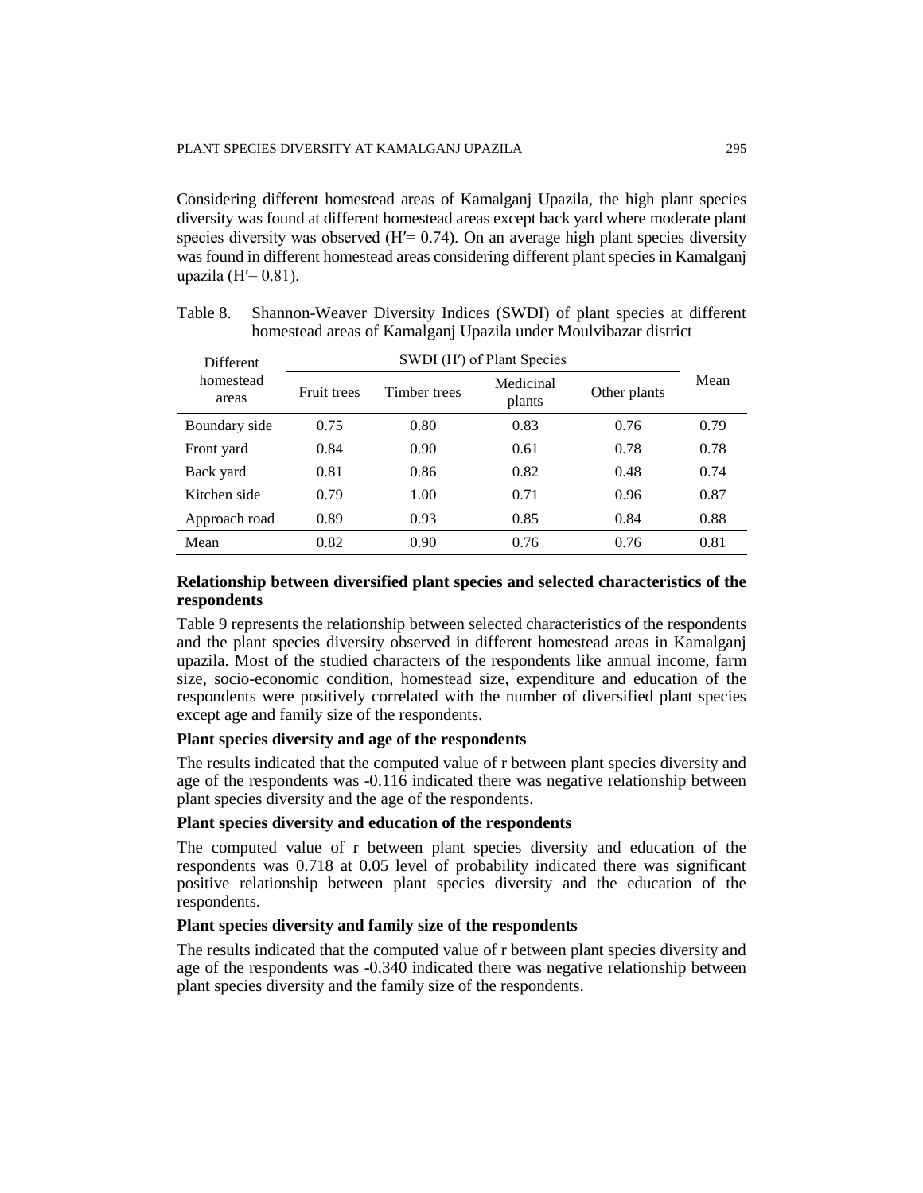Considering different homestead areas of Kamalganj Upazila, the high plant species diversity was found at different homestead areas except back yard where moderate plant species diversity was observed (H′= 0.74). On an average high plant species diversity was found in different homestead areas considering different plant species in Kamalganj upazila (H′= 0.81).

Table 8. Shannon-Weaver Diversity Indices (SWDI) of plant species at different homestead areas of Kamalganj Upazila under Moulvibazar district

| Different homestead areas | SWDI (H′) of Plant Species | | | | Mean |
|---|---|---|---|---|---|
| | Fruit trees | Timber trees | Medicinal plants | Other plants | |
| Boundary side | 0.75 | 0.80 | 0.83 | 0.76 | 0.79 |
| Front yard | 0.84 | 0.90 | 0.61 | 0.78 | 0.78 |
| Back yard | 0.81 | 0.86 | 0.82 | 0.48 | 0.74 |
| Kitchen side | 0.79 | 1.00 | 0.71 | 0.96 | 0.87 |
| Approach road | 0.89 | 0.93 | 0.85 | 0.84 | 0.88 |
| Mean | 0.82 | 0.90 | 0.76 | 0.76 | 0.81 |

### Relationship between diversified plant species and selected characteristics of the respondents

Table 9 represents the relationship between selected characteristics of the respondents and the plant species diversity observed in different homestead areas in Kamalganj upazila. Most of the studied characters of the respondents like annual income, farm size, socio-economic condition, homestead size, expenditure and education of the respondents were positively correlated with the number of diversified plant species except age and family size of the respondents.

### Plant species diversity and age of the respondents

The results indicated that the computed value of r between plant species diversity and age of the respondents was -0.116 indicated there was negative relationship between plant species diversity and the age of the respondents.

### Plant species diversity and education of the respondents

The computed value of r between plant species diversity and education of the respondents was 0.718 at 0.05 level of probability indicated there was significant positive relationship between plant species diversity and the education of the respondents.

### Plant species diversity and family size of the respondents

The results indicated that the computed value of r between plant species diversity and age of the respondents was -0.340 indicated there was negative relationship between plant species diversity and the family size of the respondents.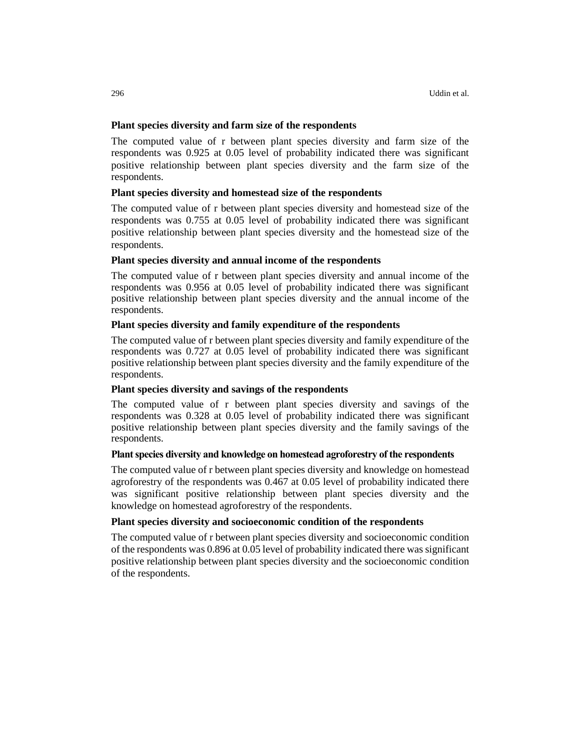**Plant species diversity and farm size of the respondents**

The computed value of r between plant species diversity and farm size of the respondents was 0.925 at 0.05 level of probability indicated there was significant positive relationship between plant species diversity and the farm size of the respondents.

**Plant species diversity and homestead size of the respondents**

The computed value of r between plant species diversity and homestead size of the respondents was 0.755 at 0.05 level of probability indicated there was significant positive relationship between plant species diversity and the homestead size of the respondents.

**Plant species diversity and annual income of the respondents**

The computed value of r between plant species diversity and annual income of the respondents was 0.956 at 0.05 level of probability indicated there was significant positive relationship between plant species diversity and the annual income of the respondents.

**Plant species diversity and family expenditure of the respondents**

The computed value of r between plant species diversity and family expenditure of the respondents was 0.727 at 0.05 level of probability indicated there was significant positive relationship between plant species diversity and the family expenditure of the respondents.

**Plant species diversity and savings of the respondents**

The computed value of r between plant species diversity and savings of the respondents was 0.328 at 0.05 level of probability indicated there was significant positive relationship between plant species diversity and the family savings of the respondents.

**Plant species diversity and knowledge on homestead agroforestry of the respondents**

The computed value of r between plant species diversity and knowledge on homestead agroforestry of the respondents was 0.467 at 0.05 level of probability indicated there was significant positive relationship between plant species diversity and the knowledge on homestead agroforestry of the respondents.

**Plant species diversity and socioeconomic condition of the respondents**

The computed value of r between plant species diversity and socioeconomic condition of the respondents was 0.896 at 0.05 level of probability indicated there was significant positive relationship between plant species diversity and the socioeconomic condition of the respondents.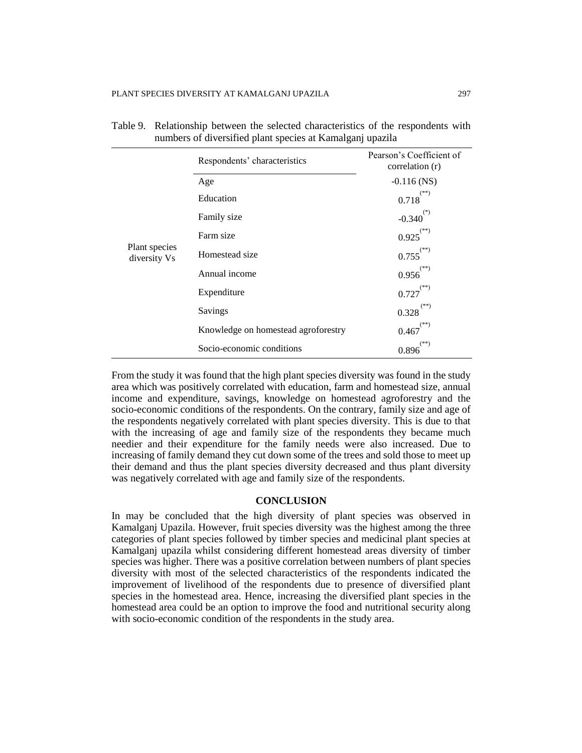Table 9. Relationship between the selected characteristics of the respondents with numbers of diversified plant species at Kamalganj upazila

| | Respondents' characteristics | Pearson's Coefficient of correlation (r) |
|---|---|---|
| Plant species diversity Vs | Age | -0.116 (NS) |
| | Education | 0.718 (**) |
| | Family size | -0.340 (*) |
| | Farm size | 0.925 (**) |
| | Homestead size | 0.755 (**) |
| | Annual income | 0.956 (**) |
| | Expenditure | 0.727 (**) |
| | Savings | 0.328 (**) |
| | Knowledge on homestead agroforestry | 0.467 (**) |
| | Socio-economic conditions | 0.896 (**) |

From the study it was found that the high plant species diversity was found in the study area which was positively correlated with education, farm and homestead size, annual income and expenditure, savings, knowledge on homestead agroforestry and the socio-economic conditions of the respondents. On the contrary, family size and age of the respondents negatively correlated with plant species diversity. This is due to that with the increasing of age and family size of the respondents they became much needier and their expenditure for the family needs were also increased. Due to increasing of family demand they cut down some of the trees and sold those to meet up their demand and thus the plant species diversity decreased and thus plant diversity was negatively correlated with age and family size of the respondents.

## CONCLUSION

In may be concluded that the high diversity of plant species was observed in Kamalganj Upazila. However, fruit species diversity was the highest among the three categories of plant species followed by timber species and medicinal plant species at Kamalganj upazila whilst considering different homestead areas diversity of timber species was higher. There was a positive correlation between numbers of plant species diversity with most of the selected characteristics of the respondents indicated the improvement of livelihood of the respondents due to presence of diversified plant species in the homestead area. Hence, increasing the diversified plant species in the homestead area could be an option to improve the food and nutritional security along with socio-economic condition of the respondents in the study area.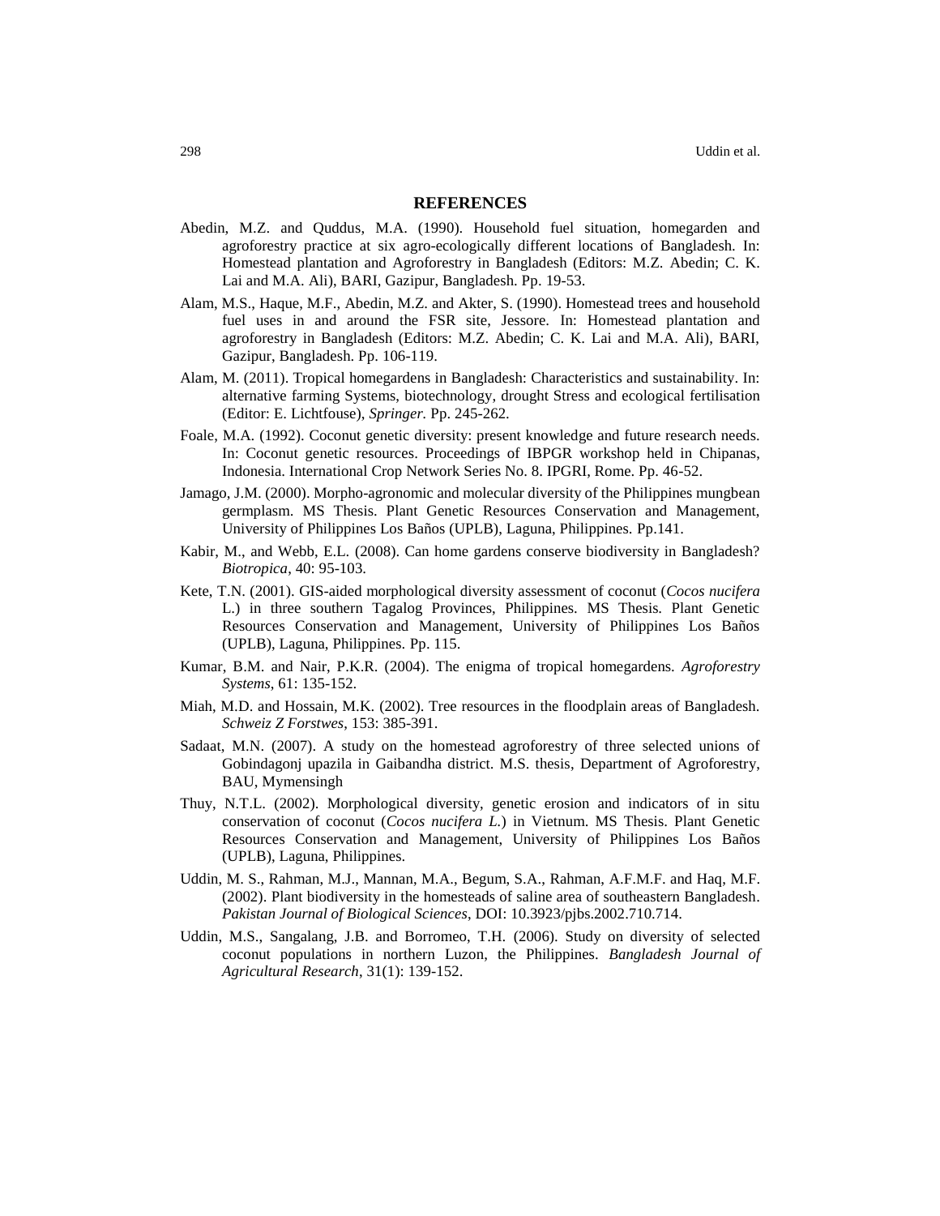## REFERENCES

Abedin, M.Z. and Quddus, M.A. (1990). Household fuel situation, homegarden and agroforestry practice at six agro-ecologically different locations of Bangladesh. In: Homestead plantation and Agroforestry in Bangladesh (Editors: M.Z. Abedin; C. K. Lai and M.A. Ali), BARI, Gazipur, Bangladesh. Pp. 19-53.

Alam, M.S., Haque, M.F., Abedin, M.Z. and Akter, S. (1990). Homestead trees and household fuel uses in and around the FSR site, Jessore. In: Homestead plantation and agroforestry in Bangladesh (Editors: M.Z. Abedin; C. K. Lai and M.A. Ali), BARI, Gazipur, Bangladesh. Pp. 106-119.

Alam, M. (2011). Tropical homegardens in Bangladesh: Characteristics and sustainability. In: alternative farming Systems, biotechnology, drought Stress and ecological fertilisation (Editor: E. Lichtfouse), *Springer.* Pp. 245-262.

Foale, M.A. (1992). Coconut genetic diversity: present knowledge and future research needs. In: Coconut genetic resources. Proceedings of IBPGR workshop held in Chipanas, Indonesia. International Crop Network Series No. 8. IPGRI, Rome. Pp. 46-52.

Jamago, J.M. (2000). Morpho-agronomic and molecular diversity of the Philippines mungbean germplasm. MS Thesis. Plant Genetic Resources Conservation and Management, University of Philippines Los Baños (UPLB), Laguna, Philippines. Pp.141.

Kabir, M., and Webb, E.L. (2008). Can home gardens conserve biodiversity in Bangladesh? *Biotropica*, 40: 95-103.

Kete, T.N. (2001). GIS-aided morphological diversity assessment of coconut (*Cocos nucifera* L.) in three southern Tagalog Provinces, Philippines. MS Thesis. Plant Genetic Resources Conservation and Management, University of Philippines Los Baños (UPLB), Laguna, Philippines. Pp. 115.

Kumar, B.M. and Nair, P.K.R. (2004). The enigma of tropical homegardens. *Agroforestry Systems*, 61: 135-152.

Miah, M.D. and Hossain, M.K. (2002). Tree resources in the floodplain areas of Bangladesh. *Schweiz Z Forstwes*, 153: 385-391.

Sadaat, M.N. (2007). A study on the homestead agroforestry of three selected unions of Gobindagonj upazila in Gaibandha district. M.S. thesis, Department of Agroforestry, BAU, Mymensingh

Thuy, N.T.L. (2002). Morphological diversity, genetic erosion and indicators of in situ conservation of coconut (*Cocos nucifera L.*) in Vietnum. MS Thesis. Plant Genetic Resources Conservation and Management, University of Philippines Los Baños (UPLB), Laguna, Philippines.

Uddin, M. S., Rahman, M.J., Mannan, M.A., Begum, S.A., Rahman, A.F.M.F. and Haq, M.F. (2002). Plant biodiversity in the homesteads of saline area of southeastern Bangladesh. *Pakistan Journal of Biological Sciences*, DOI: 10.3923/pjbs.2002.710.714.

Uddin, M.S., Sangalang, J.B. and Borromeo, T.H. (2006). Study on diversity of selected coconut populations in northern Luzon, the Philippines. *Bangladesh Journal of Agricultural Research*, 31(1): 139-152.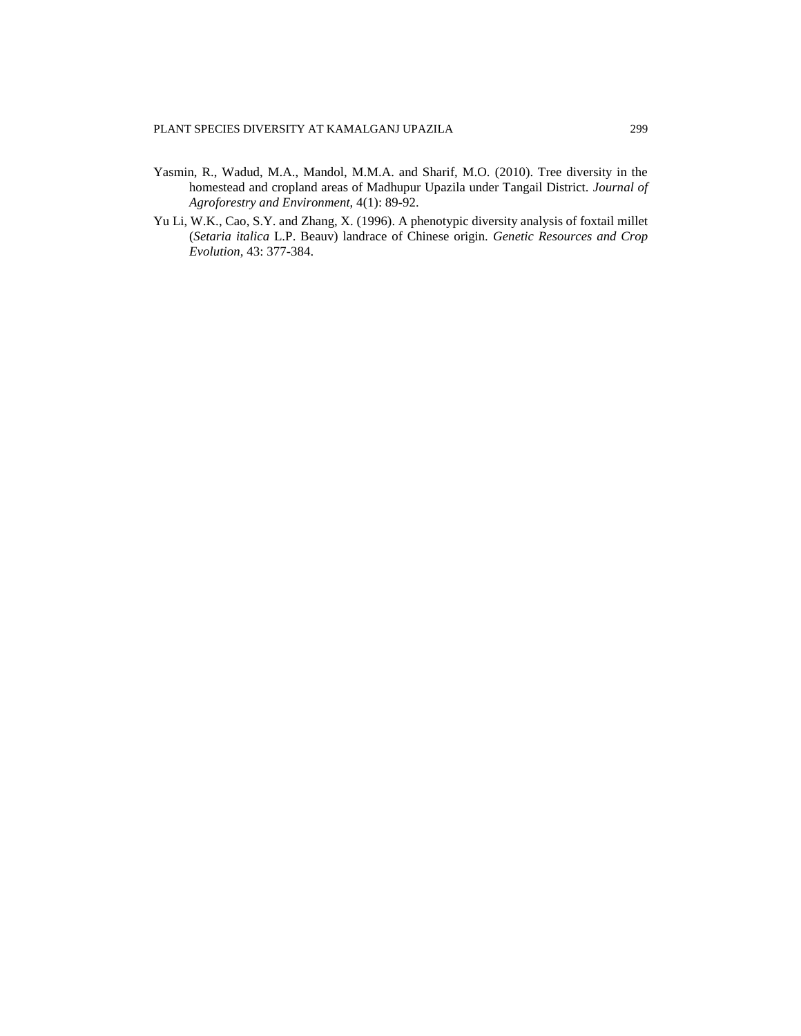Yasmin, R., Wadud, M.A., Mandol, M.M.A. and Sharif, M.O. (2010). Tree diversity in the homestead and cropland areas of Madhupur Upazila under Tangail District. *Journal of Agroforestry and Environment*, 4(1): 89-92.

Yu Li, W.K., Cao, S.Y. and Zhang, X. (1996). A phenotypic diversity analysis of foxtail millet (*Setaria italica* L.P. Beauv) landrace of Chinese origin. *Genetic Resources and Crop Evolution*, 43: 377-384.